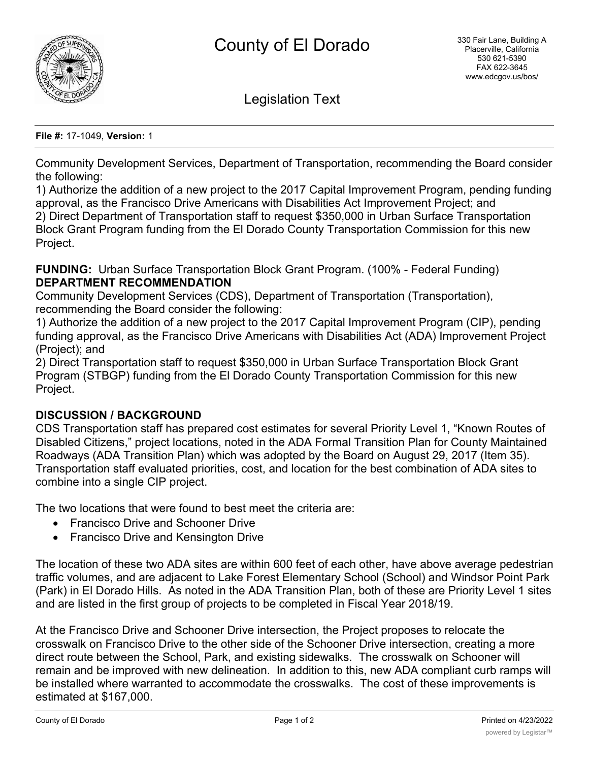# County of El Dorado

330 Fair Lane, Building A
Placerville, California
530 621-5390
FAX 622-3645
www.edcgov.us/bos/

## Legislation Text

**File #:** 17-1049, **Version:** 1

Community Development Services, Department of Transportation, recommending the Board consider the following:
1) Authorize the addition of a new project to the 2017 Capital Improvement Program, pending funding approval, as the Francisco Drive Americans with Disabilities Act Improvement Project; and
2) Direct Department of Transportation staff to request $350,000 in Urban Surface Transportation Block Grant Program funding from the El Dorado County Transportation Commission for this new Project.

**FUNDING:** Urban Surface Transportation Block Grant Program. (100% - Federal Funding)

**DEPARTMENT RECOMMENDATION**

Community Development Services (CDS), Department of Transportation (Transportation), recommending the Board consider the following:
1) Authorize the addition of a new project to the 2017 Capital Improvement Program (CIP), pending funding approval, as the Francisco Drive Americans with Disabilities Act (ADA) Improvement Project (Project); and
2) Direct Transportation staff to request $350,000 in Urban Surface Transportation Block Grant Program (STBGP) funding from the El Dorado County Transportation Commission for this new Project.

**DISCUSSION / BACKGROUND**

CDS Transportation staff has prepared cost estimates for several Priority Level 1, "Known Routes of Disabled Citizens," project locations, noted in the ADA Formal Transition Plan for County Maintained Roadways (ADA Transition Plan) which was adopted by the Board on August 29, 2017 (Item 35). Transportation staff evaluated priorities, cost, and location for the best combination of ADA sites to combine into a single CIP project.

The two locations that were found to best meet the criteria are:

- Francisco Drive and Schooner Drive
- Francisco Drive and Kensington Drive

The location of these two ADA sites are within 600 feet of each other, have above average pedestrian traffic volumes, and are adjacent to Lake Forest Elementary School (School) and Windsor Point Park (Park) in El Dorado Hills. As noted in the ADA Transition Plan, both of these are Priority Level 1 sites and are listed in the first group of projects to be completed in Fiscal Year 2018/19.

At the Francisco Drive and Schooner Drive intersection, the Project proposes to relocate the crosswalk on Francisco Drive to the other side of the Schooner Drive intersection, creating a more direct route between the School, Park, and existing sidewalks. The crosswalk on Schooner will remain and be improved with new delineation. In addition to this, new ADA compliant curb ramps will be installed where warranted to accommodate the crosswalks. The cost of these improvements is estimated at $167,000.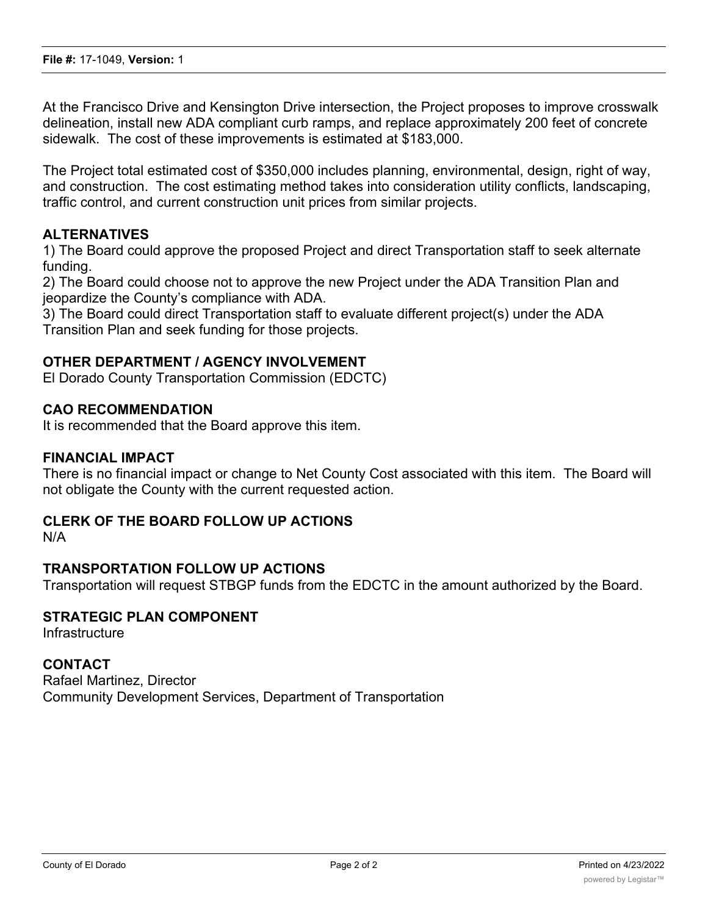At the Francisco Drive and Kensington Drive intersection, the Project proposes to improve crosswalk delineation, install new ADA compliant curb ramps, and replace approximately 200 feet of concrete sidewalk. The cost of these improvements is estimated at $183,000.

The Project total estimated cost of $350,000 includes planning, environmental, design, right of way, and construction. The cost estimating method takes into consideration utility conflicts, landscaping, traffic control, and current construction unit prices from similar projects.

## ALTERNATIVES

1) The Board could approve the proposed Project and direct Transportation staff to seek alternate funding.
2) The Board could choose not to approve the new Project under the ADA Transition Plan and jeopardize the County's compliance with ADA.
3) The Board could direct Transportation staff to evaluate different project(s) under the ADA Transition Plan and seek funding for those projects.

## OTHER DEPARTMENT / AGENCY INVOLVEMENT

El Dorado County Transportation Commission (EDCTC)

## CAO RECOMMENDATION

It is recommended that the Board approve this item.

## FINANCIAL IMPACT

There is no financial impact or change to Net County Cost associated with this item. The Board will not obligate the County with the current requested action.

## CLERK OF THE BOARD FOLLOW UP ACTIONS

N/A

## TRANSPORTATION FOLLOW UP ACTIONS

Transportation will request STBGP funds from the EDCTC in the amount authorized by the Board.

## STRATEGIC PLAN COMPONENT

Infrastructure

## CONTACT

Rafael Martinez, Director
Community Development Services, Department of Transportation